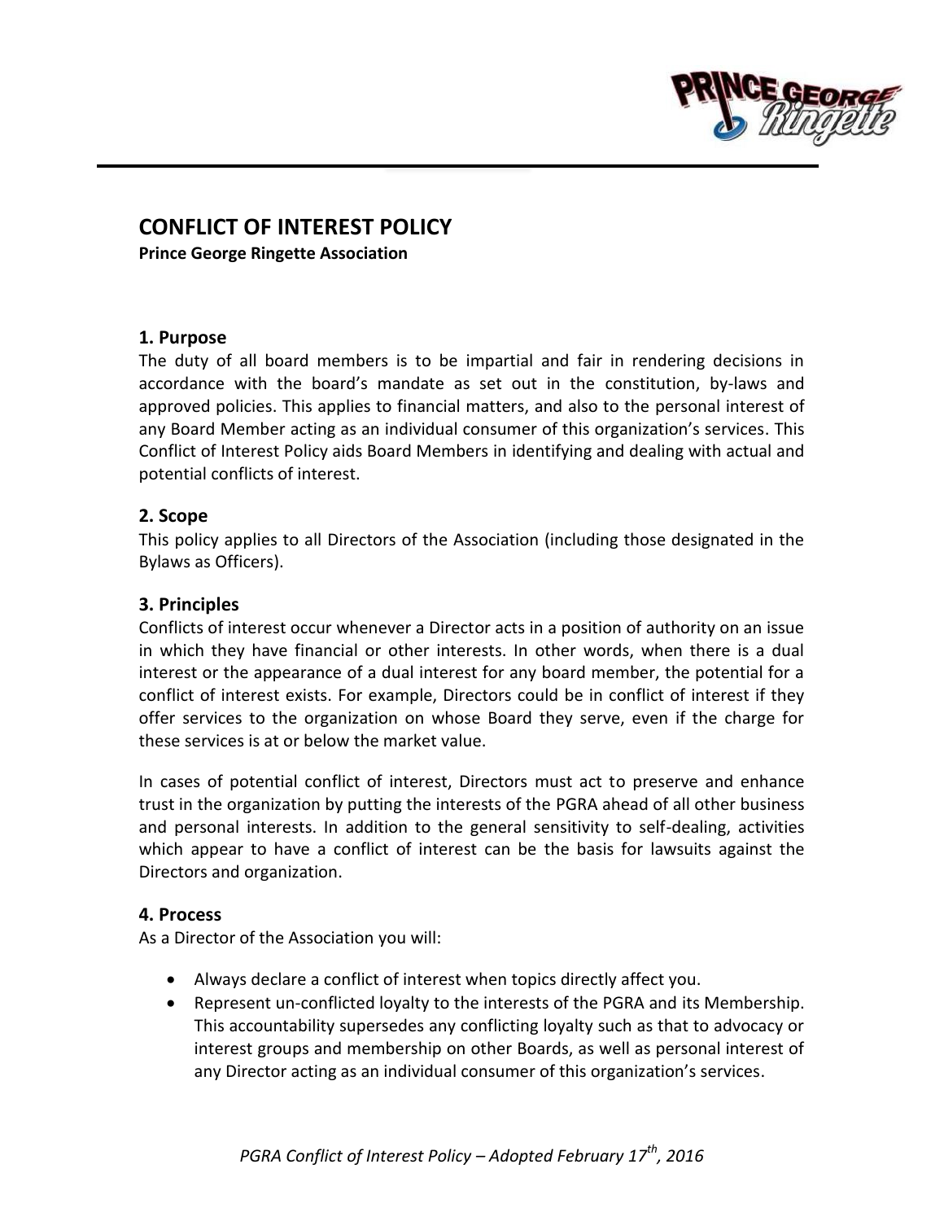# CONFLICT OF INTEREST POLICY

**Prince George Ringette Association**

## 1. Purpose

The duty of all board members is to be impartial and fair in rendering decisions in accordance with the board's mandate as set out in the constitution, by-laws and approved policies. This applies to financial matters, and also to the personal interest of any Board Member acting as an individual consumer of this organization's services. This Conflict of Interest Policy aids Board Members in identifying and dealing with actual and potential conflicts of interest.

## 2. Scope

This policy applies to all Directors of the Association (including those designated in the Bylaws as Officers).

## 3. Principles

Conflicts of interest occur whenever a Director acts in a position of authority on an issue in which they have financial or other interests. In other words, when there is a dual interest or the appearance of a dual interest for any board member, the potential for a conflict of interest exists. For example, Directors could be in conflict of interest if they offer services to the organization on whose Board they serve, even if the charge for these services is at or below the market value.

In cases of potential conflict of interest, Directors must act to preserve and enhance trust in the organization by putting the interests of the PGRA ahead of all other business and personal interests. In addition to the general sensitivity to self-dealing, activities which appear to have a conflict of interest can be the basis for lawsuits against the Directors and organization.

## 4. Process

As a Director of the Association you will:

- Always declare a conflict of interest when topics directly affect you.
- Represent un-conflicted loyalty to the interests of the PGRA and its Membership. This accountability supersedes any conflicting loyalty such as that to advocacy or interest groups and membership on other Boards, as well as personal interest of any Director acting as an individual consumer of this organization's services.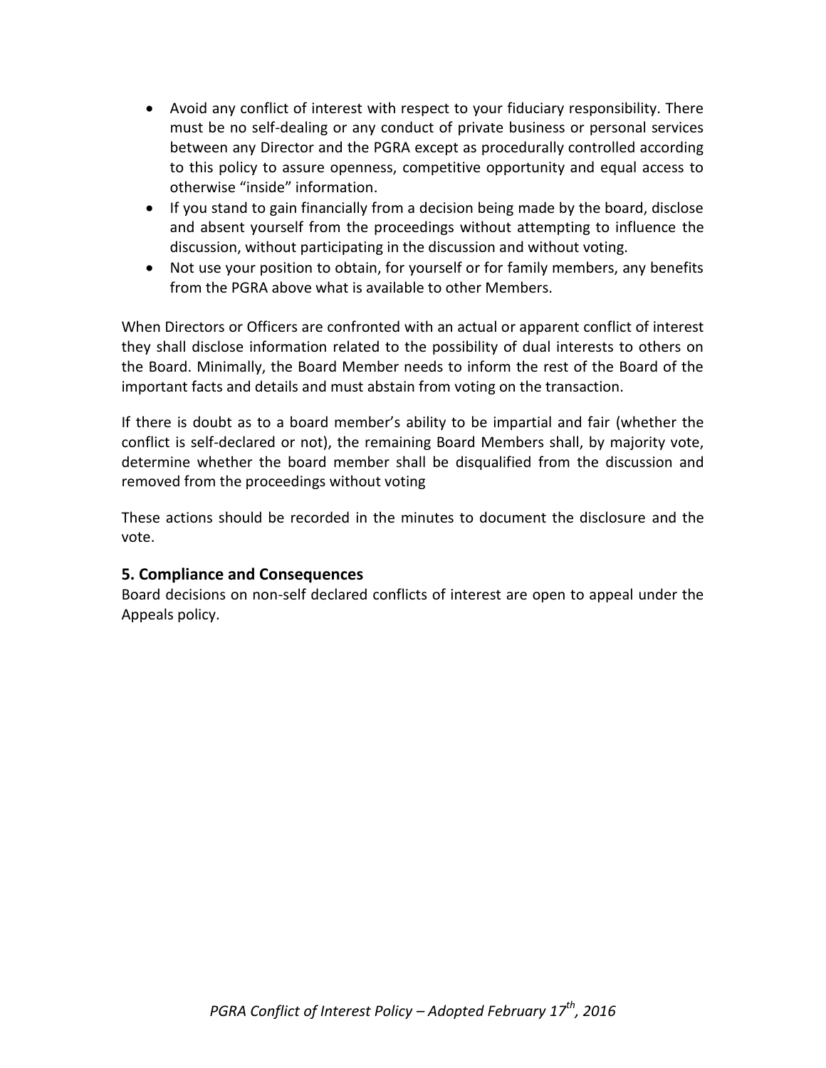- Avoid any conflict of interest with respect to your fiduciary responsibility. There must be no self-dealing or any conduct of private business or personal services between any Director and the PGRA except as procedurally controlled according to this policy to assure openness, competitive opportunity and equal access to otherwise "inside" information.
- If you stand to gain financially from a decision being made by the board, disclose and absent yourself from the proceedings without attempting to influence the discussion, without participating in the discussion and without voting.
- Not use your position to obtain, for yourself or for family members, any benefits from the PGRA above what is available to other Members.

When Directors or Officers are confronted with an actual or apparent conflict of interest they shall disclose information related to the possibility of dual interests to others on the Board. Minimally, the Board Member needs to inform the rest of the Board of the important facts and details and must abstain from voting on the transaction.

If there is doubt as to a board member's ability to be impartial and fair (whether the conflict is self-declared or not), the remaining Board Members shall, by majority vote, determine whether the board member shall be disqualified from the discussion and removed from the proceedings without voting

These actions should be recorded in the minutes to document the disclosure and the vote.

### 5. Compliance and Consequences

Board decisions on non-self declared conflicts of interest are open to appeal under the Appeals policy.